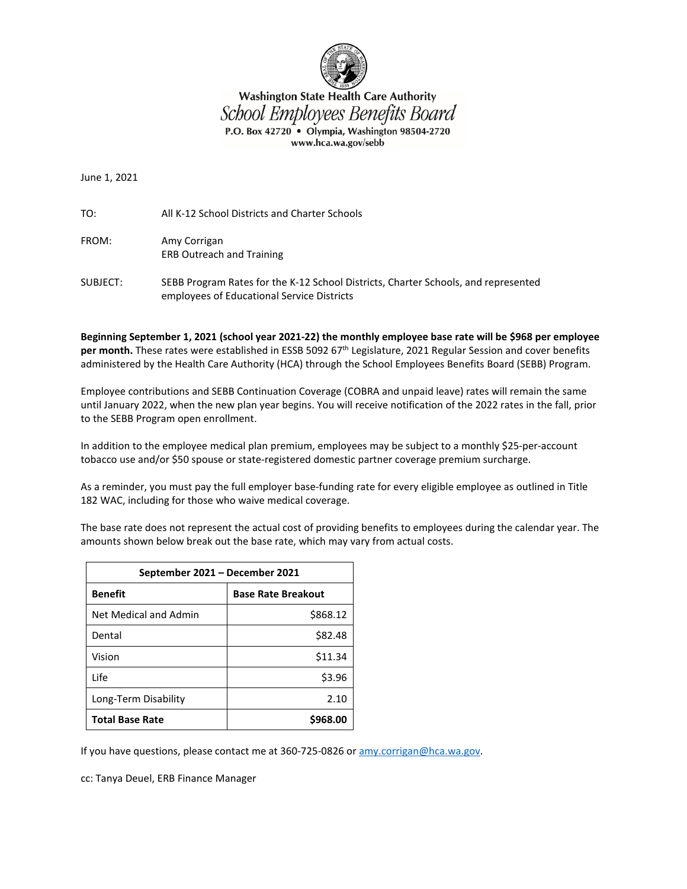Washington State Health Care Authority
*School Employees Benefits Board*
P.O. Box 42720 • Olympia, Washington 98504-2720
www.hca.wa.gov/sebb

June 1, 2021

TO: All K-12 School Districts and Charter Schools

FROM: Amy Corrigan
ERB Outreach and Training

SUBJECT: SEBB Program Rates for the K-12 School Districts, Charter Schools, and represented employees of Educational Service Districts

**Beginning September 1, 2021 (school year 2021-22) the monthly employee base rate will be $968 per employee per month.** These rates were established in ESSB 5092 67th Legislature, 2021 Regular Session and cover benefits administered by the Health Care Authority (HCA) through the School Employees Benefits Board (SEBB) Program.

Employee contributions and SEBB Continuation Coverage (COBRA and unpaid leave) rates will remain the same until January 2022, when the new plan year begins. You will receive notification of the 2022 rates in the fall, prior to the SEBB Program open enrollment.

In addition to the employee medical plan premium, employees may be subject to a monthly $25-per-account tobacco use and/or $50 spouse or state-registered domestic partner coverage premium surcharge.

As a reminder, you must pay the full employer base-funding rate for every eligible employee as outlined in Title 182 WAC, including for those who waive medical coverage.

The base rate does not represent the actual cost of providing benefits to employees during the calendar year. The amounts shown below break out the base rate, which may vary from actual costs.

| September 2021 – December 2021 | |
|---|---|
| **Benefit** | **Base Rate Breakout** |
| Net Medical and Admin | $868.12 |
| Dental | $82.48 |
| Vision | $11.34 |
| Life | $3.96 |
| Long-Term Disability | 2.10 |
| **Total Base Rate** | **$968.00** |

If you have questions, please contact me at 360-725-0826 or amy.corrigan@hca.wa.gov.

cc: Tanya Deuel, ERB Finance Manager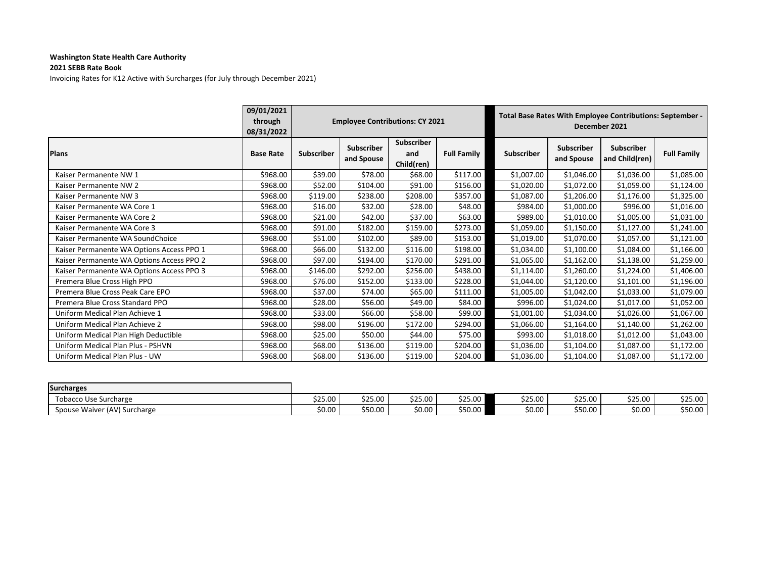**Washington State Health Care Authority**
**2021 SEBB Rate Book**
Invoicing Rates for K12 Active with Surcharges (for July through December 2021)

| | 09/01/2021 through 08/31/2022 | Employee Contributions: CY 2021 | | | | Total Base Rates With Employee Contributions: September - December 2021 | | | |
|---|---|---|---|---|---|---|---|---|---|
| **Plans** | **Base Rate** | **Subscriber** | **Subscriber and Spouse** | **Subscriber and Child(ren)** | **Full Family** | **Subscriber** | **Subscriber and Spouse** | **Subscriber and Child(ren)** | **Full Family** |
| Kaiser Permanente NW 1 | $968.00 | $39.00 | $78.00 | $68.00 | $117.00 | $1,007.00 | $1,046.00 | $1,036.00 | $1,085.00 |
| Kaiser Permanente NW 2 | $968.00 | $52.00 | $104.00 | $91.00 | $156.00 | $1,020.00 | $1,072.00 | $1,059.00 | $1,124.00 |
| Kaiser Permanente NW 3 | $968.00 | $119.00 | $238.00 | $208.00 | $357.00 | $1,087.00 | $1,206.00 | $1,176.00 | $1,325.00 |
| Kaiser Permanente WA Core 1 | $968.00 | $16.00 | $32.00 | $28.00 | $48.00 | $984.00 | $1,000.00 | $996.00 | $1,016.00 |
| Kaiser Permanente WA Core 2 | $968.00 | $21.00 | $42.00 | $37.00 | $63.00 | $989.00 | $1,010.00 | $1,005.00 | $1,031.00 |
| Kaiser Permanente WA Core 3 | $968.00 | $91.00 | $182.00 | $159.00 | $273.00 | $1,059.00 | $1,150.00 | $1,127.00 | $1,241.00 |
| Kaiser Permanente WA SoundChoice | $968.00 | $51.00 | $102.00 | $89.00 | $153.00 | $1,019.00 | $1,070.00 | $1,057.00 | $1,121.00 |
| Kaiser Permanente WA Options Access PPO 1 | $968.00 | $66.00 | $132.00 | $116.00 | $198.00 | $1,034.00 | $1,100.00 | $1,084.00 | $1,166.00 |
| Kaiser Permanente WA Options Access PPO 2 | $968.00 | $97.00 | $194.00 | $170.00 | $291.00 | $1,065.00 | $1,162.00 | $1,138.00 | $1,259.00 |
| Kaiser Permanente WA Options Access PPO 3 | $968.00 | $146.00 | $292.00 | $256.00 | $438.00 | $1,114.00 | $1,260.00 | $1,224.00 | $1,406.00 |
| Premera Blue Cross High PPO | $968.00 | $76.00 | $152.00 | $133.00 | $228.00 | $1,044.00 | $1,120.00 | $1,101.00 | $1,196.00 |
| Premera Blue Cross Peak Care EPO | $968.00 | $37.00 | $74.00 | $65.00 | $111.00 | $1,005.00 | $1,042.00 | $1,033.00 | $1,079.00 |
| Premera Blue Cross Standard PPO | $968.00 | $28.00 | $56.00 | $49.00 | $84.00 | $996.00 | $1,024.00 | $1,017.00 | $1,052.00 |
| Uniform Medical Plan Achieve 1 | $968.00 | $33.00 | $66.00 | $58.00 | $99.00 | $1,001.00 | $1,034.00 | $1,026.00 | $1,067.00 |
| Uniform Medical Plan Achieve 2 | $968.00 | $98.00 | $196.00 | $172.00 | $294.00 | $1,066.00 | $1,164.00 | $1,140.00 | $1,262.00 |
| Uniform Medical Plan High Deductible | $968.00 | $25.00 | $50.00 | $44.00 | $75.00 | $993.00 | $1,018.00 | $1,012.00 | $1,043.00 |
| Uniform Medical Plan Plus - PSHVN | $968.00 | $68.00 | $136.00 | $119.00 | $204.00 | $1,036.00 | $1,104.00 | $1,087.00 | $1,172.00 |
| Uniform Medical Plan Plus - UW | $968.00 | $68.00 | $136.00 | $119.00 | $204.00 | $1,036.00 | $1,104.00 | $1,087.00 | $1,172.00 |

| **Surcharges** | | | | | | | | |
|---|---|---|---|---|---|---|---|---|
| Tobacco Use Surcharge | $25.00 | $25.00 | $25.00 | $25.00 | $25.00 | $25.00 | $25.00 | $25.00 |
| Spouse Waiver (AV) Surcharge | $0.00 | $50.00 | $0.00 | $50.00 | $0.00 | $50.00 | $0.00 | $50.00 |